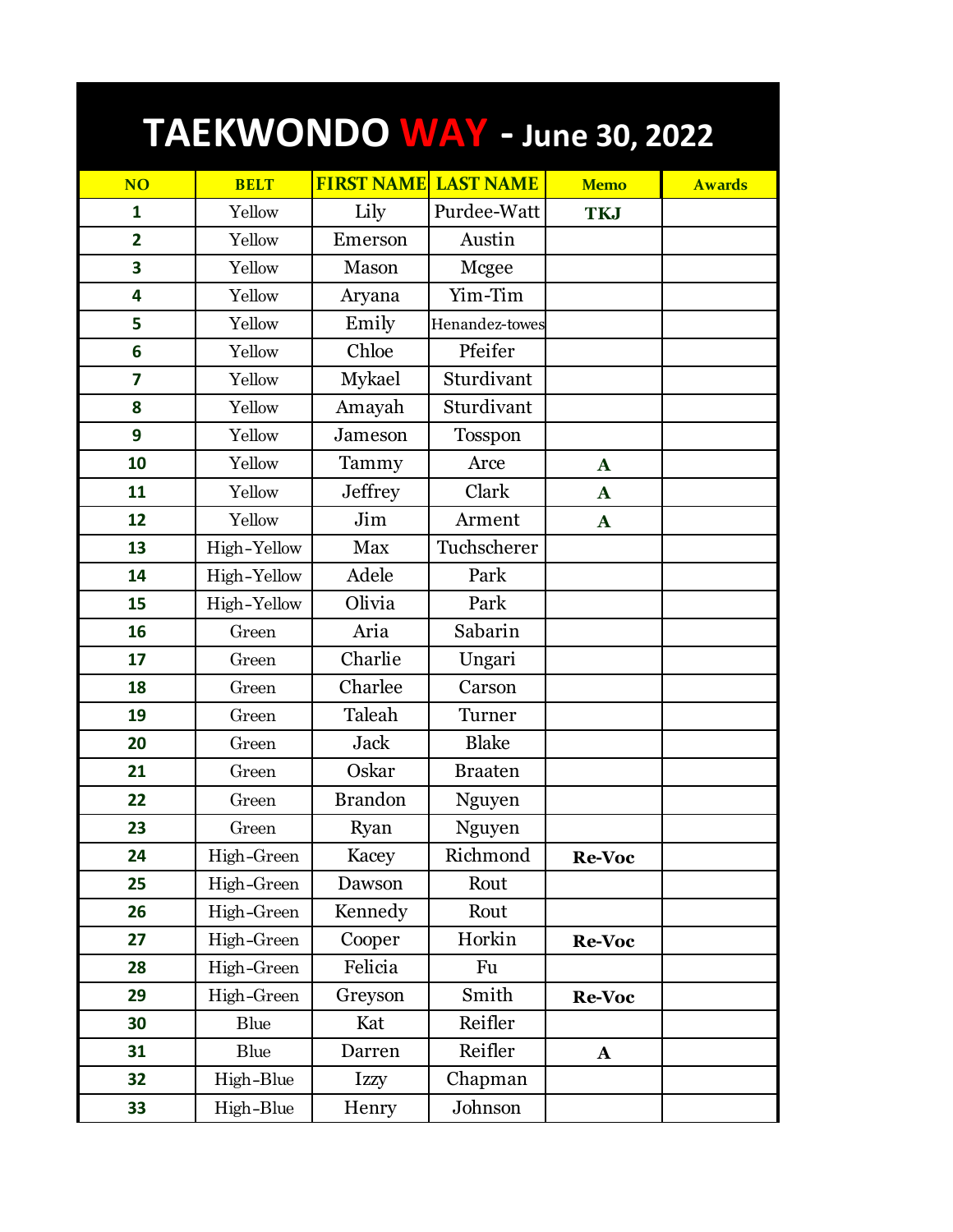# TAEKWONDO WAY - June 30, 2022

| NO | BELT | FIRST NAME | LAST NAME | Memo | Awards |
|---|---|---|---|---|---|
| 1 | Yellow | Lily | Purdee-Watt | TKJ | |
| 2 | Yellow | Emerson | Austin | | |
| 3 | Yellow | Mason | Mcgee | | |
| 4 | Yellow | Aryana | Yim-Tim | | |
| 5 | Yellow | Emily | Henandez-towes | | |
| 6 | Yellow | Chloe | Pfeifer | | |
| 7 | Yellow | Mykael | Sturdivant | | |
| 8 | Yellow | Amayah | Sturdivant | | |
| 9 | Yellow | Jameson | Tosspon | | |
| 10 | Yellow | Tammy | Arce | A | |
| 11 | Yellow | Jeffrey | Clark | A | |
| 12 | Yellow | Jim | Arment | A | |
| 13 | High-Yellow | Max | Tuchscherer | | |
| 14 | High-Yellow | Adele | Park | | |
| 15 | High-Yellow | Olivia | Park | | |
| 16 | Green | Aria | Sabarin | | |
| 17 | Green | Charlie | Ungari | | |
| 18 | Green | Charlee | Carson | | |
| 19 | Green | Taleah | Turner | | |
| 20 | Green | Jack | Blake | | |
| 21 | Green | Oskar | Braaten | | |
| 22 | Green | Brandon | Nguyen | | |
| 23 | Green | Ryan | Nguyen | | |
| 24 | High-Green | Kacey | Richmond | Re-Voc | |
| 25 | High-Green | Dawson | Rout | | |
| 26 | High-Green | Kennedy | Rout | | |
| 27 | High-Green | Cooper | Horkin | Re-Voc | |
| 28 | High-Green | Felicia | Fu | | |
| 29 | High-Green | Greyson | Smith | Re-Voc | |
| 30 | Blue | Kat | Reifler | | |
| 31 | Blue | Darren | Reifler | A | |
| 32 | High-Blue | Izzy | Chapman | | |
| 33 | High-Blue | Henry | Johnson | | |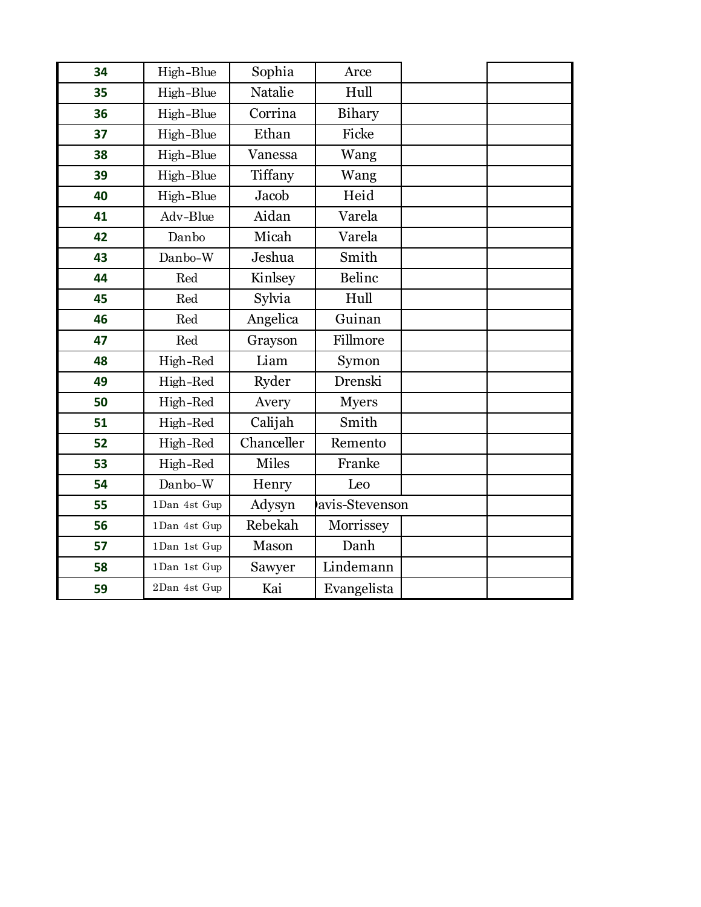| | | | | | |
|---|---|---|---|---|---|
| 34 | High-Blue | Sophia | Arce | | |
| 35 | High-Blue | Natalie | Hull | | |
| 36 | High-Blue | Corrina | Bihary | | |
| 37 | High-Blue | Ethan | Ficke | | |
| 38 | High-Blue | Vanessa | Wang | | |
| 39 | High-Blue | Tiffany | Wang | | |
| 40 | High-Blue | Jacob | Heid | | |
| 41 | Adv-Blue | Aidan | Varela | | |
| 42 | Danbo | Micah | Varela | | |
| 43 | Danbo-W | Jeshua | Smith | | |
| 44 | Red | Kinlsey | Belinc | | |
| 45 | Red | Sylvia | Hull | | |
| 46 | Red | Angelica | Guinan | | |
| 47 | Red | Grayson | Fillmore | | |
| 48 | High-Red | Liam | Symon | | |
| 49 | High-Red | Ryder | Drenski | | |
| 50 | High-Red | Avery | Myers | | |
| 51 | High-Red | Calijah | Smith | | |
| 52 | High-Red | Chanceller | Remento | | |
| 53 | High-Red | Miles | Franke | | |
| 54 | Danbo-W | Henry | Leo | | |
| 55 | 1Dan 4st Gup | Adysyn | Davis-Stevenson | | |
| 56 | 1Dan 4st Gup | Rebekah | Morrissey | | |
| 57 | 1Dan 1st Gup | Mason | Danh | | |
| 58 | 1Dan 1st Gup | Sawyer | Lindemann | | |
| 59 | 2Dan 4st Gup | Kai | Evangelista | | |